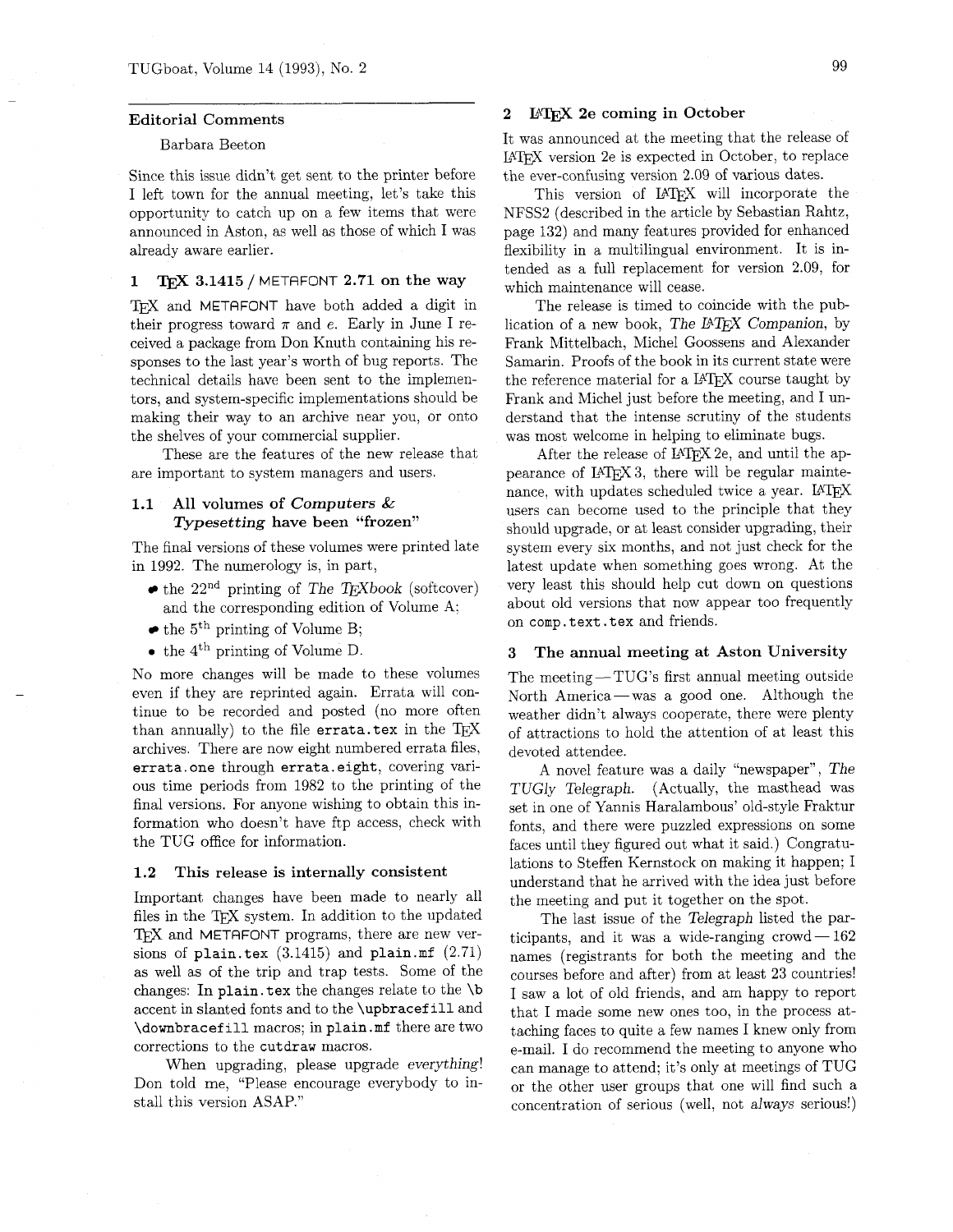## Editorial Comments

Barbara Beeton

Since this issue didn't get sent to the printer before I left town for the annual meeting, let's take this opportunity to catch up on a few items that were announced in Aston, as well as those of which I was already aware earlier.

### 1 TeX 3.1415 / METAFONT 2.71 on the way

TeX and METAFONT have both added a digit in their progress toward $\pi$ and $e$. Early in June I received a package from Don Knuth containing his responses to the last year's worth of bug reports. The technical details have been sent to the implementors, and system-specific implementations should be making their way to an archive near you, or onto the shelves of your commercial supplier.

These are the features of the new release that are important to system managers and users.

#### 1.1 All volumes of *Computers & Typesetting* have been "frozen"

The final versions of these volumes were printed late in 1992. The numerology is, in part,

- the 22nd printing of *The TeXbook* (softcover) and the corresponding edition of Volume A;
- the 5th printing of Volume B;
- the 4th printing of Volume D.

No more changes will be made to these volumes even if they are reprinted again. Errata will continue to be recorded and posted (no more often than annually) to the file `errata.tex` in the TeX archives. There are now eight numbered errata files, `errata.one` through `errata.eight`, covering various time periods from 1982 to the printing of the final versions. For anyone wishing to obtain this information who doesn't have ftp access, check with the TUG office for information.

#### 1.2 This release is internally consistent

Important changes have been made to nearly all files in the TeX system. In addition to the updated TeX and METAFONT programs, there are new versions of `plain.tex` (3.1415) and `plain.mf` (2.71) as well as of the trip and trap tests. Some of the changes: In `plain.tex` the changes relate to the `\b` accent in slanted fonts and to the `\upbracefill` and `\downbracefill` macros; in `plain.mf` there are two corrections to the `cutdraw` macros.

When upgrading, please upgrade *everything!* Don told me, "Please encourage everybody to install this version ASAP."

### 2 LaTeX 2e coming in October

It was announced at the meeting that the release of LaTeX version 2e is expected in October, to replace the ever-confusing version 2.09 of various dates.

This version of LaTeX will incorporate the NFSS2 (described in the article by Sebastian Rahtz, page 132) and many features provided for enhanced flexibility in a multilingual environment. It is intended as a full replacement for version 2.09, for which maintenance will cease.

The release is timed to coincide with the publication of a new book, *The LaTeX Companion*, by Frank Mittelbach, Michel Goossens and Alexander Samarin. Proofs of the book in its current state were the reference material for a LaTeX course taught by Frank and Michel just before the meeting, and I understand that the intense scrutiny of the students was most welcome in helping to eliminate bugs.

After the release of LaTeX 2e, and until the appearance of LaTeX 3, there will be regular maintenance, with updates scheduled twice a year. LaTeX users can become used to the principle that they should upgrade, or at least consider upgrading, their system every six months, and not just check for the latest update when something goes wrong. At the very least this should help cut down on questions about old versions that now appear too frequently on `comp.text.tex` and friends.

### 3 The annual meeting at Aston University

The meeting — TUG's first annual meeting outside North America — was a good one. Although the weather didn't always cooperate, there were plenty of attractions to hold the attention of at least this devoted attendee.

A novel feature was a daily "newspaper", *The TUGly Telegraph*. (Actually, the masthead was set in one of Yannis Haralambous' old-style Fraktur fonts, and there were puzzled expressions on some faces until they figured out what it said.) Congratulations to Steffen Kernstock on making it happen; I understand that he arrived with the idea just before the meeting and put it together on the spot.

The last issue of the *Telegraph* listed the participants, and it was a wide-ranging crowd — 162 names (registrants for both the meeting and the courses before and after) from at least 23 countries! I saw a lot of old friends, and am happy to report that I made some new ones too, in the process attaching faces to quite a few names I knew only from e-mail. I do recommend the meeting to anyone who can manage to attend; it's only at meetings of TUG or the other user groups that one will find such a concentration of serious (well, not *always* serious!)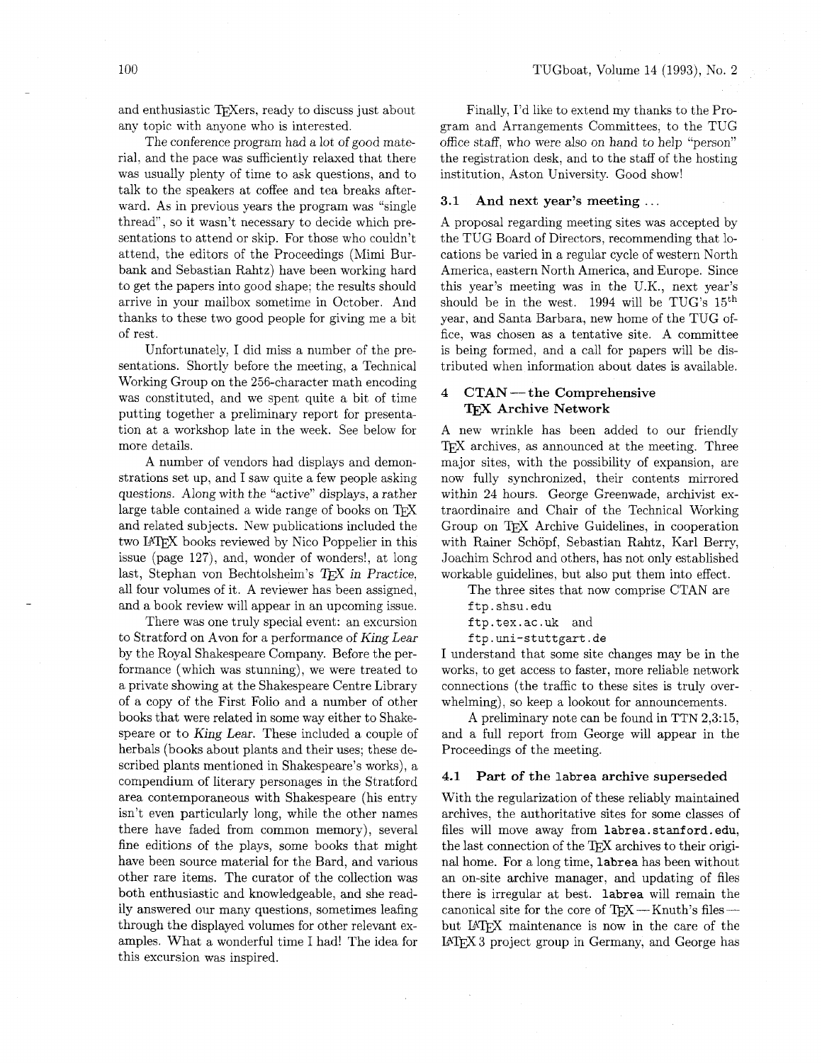and enthusiastic TeXers, ready to discuss just about any topic with anyone who is interested.

The conference program had a lot of good material, and the pace was sufficiently relaxed that there was usually plenty of time to ask questions, and to talk to the speakers at coffee and tea breaks afterward. As in previous years the program was "single thread", so it wasn't necessary to decide which presentations to attend or skip. For those who couldn't attend, the editors of the Proceedings (Mimi Burbank and Sebastian Rahtz) have been working hard to get the papers into good shape; the results should arrive in your mailbox sometime in October. And thanks to these two good people for giving me a bit of rest.

Unfortunately, I did miss a number of the presentations. Shortly before the meeting, a Technical Working Group on the 256-character math encoding was constituted, and we spent quite a bit of time putting together a preliminary report for presentation at a workshop late in the week. See below for more details.

A number of vendors had displays and demonstrations set up, and I saw quite a few people asking questions. Along with the "active" displays, a rather large table contained a wide range of books on TeX and related subjects. New publications included the two LaTeX books reviewed by Nico Poppelier in this issue (page 127), and, wonder of wonders!, at long last, Stephan von Bechtolsheim's *TeX in Practice*, all four volumes of it. A reviewer has been assigned, and a book review will appear in an upcoming issue.

There was one truly special event: an excursion to Stratford on Avon for a performance of *King Lear* by the Royal Shakespeare Company. Before the performance (which was stunning), we were treated to a private showing at the Shakespeare Centre Library of a copy of the First Folio and a number of other books that were related in some way either to Shakespeare or to *King Lear*. These included a couple of herbals (books about plants and their uses; these described plants mentioned in Shakespeare's works), a compendium of literary personages in the Stratford area contemporaneous with Shakespeare (his entry isn't even particularly long, while the other names there have faded from common memory), several fine editions of the plays, some books that might have been source material for the Bard, and various other rare items. The curator of the collection was both enthusiastic and knowledgeable, and she readily answered our many questions, sometimes leafing through the displayed volumes for other relevant examples. What a wonderful time I had! The idea for this excursion was inspired.

Finally, I'd like to extend my thanks to the Program and Arrangements Committees, to the TUG office staff, who were also on hand to help "person" the registration desk, and to the staff of the hosting institution, Aston University. Good show!

### 3.1 And next year's meeting ...

A proposal regarding meeting sites was accepted by the TUG Board of Directors, recommending that locations be varied in a regular cycle of western North America, eastern North America, and Europe. Since this year's meeting was in the U.K., next year's should be in the west. 1994 will be TUG's 15th year, and Santa Barbara, new home of the TUG office, was chosen as a tentative site. A committee is being formed, and a call for papers will be distributed when information about dates is available.

## 4 CTAN — the Comprehensive TeX Archive Network

A new wrinkle has been added to our friendly TeX archives, as announced at the meeting. Three major sites, with the possibility of expansion, are now fully synchronized, their contents mirrored within 24 hours. George Greenwade, archivist extraordinaire and Chair of the Technical Working Group on TeX Archive Guidelines, in cooperation with Rainer Schöpf, Sebastian Rahtz, Karl Berry, Joachim Schrod and others, has not only established workable guidelines, but also put them into effect.

The three sites that now comprise CTAN are

`ftp.shsu.edu`
`ftp.tex.ac.uk` and
`ftp.uni-stuttgart.de`

I understand that some site changes may be in the works, to get access to faster, more reliable network connections (the traffic to these sites is truly overwhelming), so keep a lookout for announcements.

A preliminary note can be found in TTN 2,3:15, and a full report from George will appear in the Proceedings of the meeting.

### 4.1 Part of the labrea archive superseded

With the regularization of these reliably maintained archives, the authoritative sites for some classes of files will move away from **labrea.stanford.edu**, the last connection of the TeX archives to their original home. For a long time, **labrea** has been without an on-site archive manager, and updating of files there is irregular at best. **labrea** will remain the canonical site for the core of TeX — Knuth's files — but LaTeX maintenance is now in the care of the LaTeX3 project group in Germany, and George has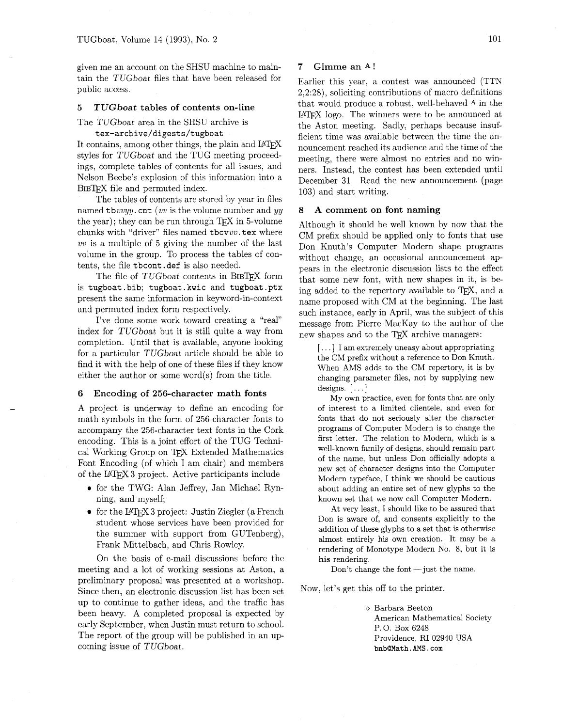given me an account on the SHSU machine to maintain the *TUGboat* files that have been released for public access.

## 5 *TUGboat* tables of contents on-line

The *TUGboat* area in the SHSU archive is

`tex-archive/digests/tugboat`

It contains, among other things, the plain and LaTeX styles for *TUGboat* and the TUG meeting proceedings, complete tables of contents for all issues, and Nelson Beebe's explosion of this information into a BibTeX file and permuted index.

The tables of contents are stored by year in files named `tb`*vvyy*`.cnt` (*vv* is the volume number and *yy* the year); they can be run through TeX in 5-volume chunks with "driver" files named `tbcv`*vv*`.tex` where *vv* is a multiple of 5 giving the number of the last volume in the group. To process the tables of contents, the file `tbcont.def` is also needed.

The file of *TUGboat* contents in BibTeX form is `tugboat.bib`; `tugboat.kwic` and `tugboat.ptx` present the same information in keyword-in-context and permuted index form respectively.

I've done some work toward creating a "real" index for *TUGboat* but it is still quite a way from completion. Until that is available, anyone looking for a particular *TUGboat* article should be able to find it with the help of one of these files if they know either the author or some word(s) from the title.

## 6 Encoding of 256-character math fonts

A project is underway to define an encoding for math symbols in the form of 256-character fonts to accompany the 256-character text fonts in the Cork encoding. This is a joint effort of the TUG Technical Working Group on TeX Extended Mathematics Font Encoding (of which I am chair) and members of the LaTeX3 project. Active participants include

- for the TWG: Alan Jeffrey, Jan Michael Rynning, and myself;
- for the LaTeX3 project: Justin Ziegler (a French student whose services have been provided for the summer with support from GUTenberg), Frank Mittelbach, and Chris Rowley.

On the basis of e-mail discussions before the meeting and a lot of working sessions at Aston, a preliminary proposal was presented at a workshop. Since then, an electronic discussion list has been set up to continue to gather ideas, and the traffic has been heavy. A completed proposal is expected by early September, when Justin must return to school. The report of the group will be published in an upcoming issue of *TUGboat*.

## 7 Gimme an A!

Earlier this year, a contest was announced (TTN 2,2:28), soliciting contributions of macro definitions that would produce a robust, well-behaved A in the LaTeX logo. The winners were to be announced at the Aston meeting. Sadly, perhaps because insufficient time was available between the time the announcement reached its audience and the time of the meeting, there were almost no entries and no winners. Instead, the contest has been extended until December 31. Read the new announcement (page 103) and start writing.

## 8 A comment on font naming

Although it should be well known by now that the CM prefix should be applied only to fonts that use Don Knuth's Computer Modern shape programs without change, an occasional announcement appears in the electronic discussion lists to the effect that some new font, with new shapes in it, is being added to the repertory available to TeX, and a name proposed with CM at the beginning. The last such instance, early in April, was the subject of this message from Pierre MacKay to the author of the new shapes and to the TeX archive managers:

> [...] I am extremely uneasy about appropriating the CM prefix without a reference to Don Knuth. When AMS adds to the CM repertory, it is by changing parameter files, not by supplying new designs. [...]
>
> My own practice, even for fonts that are only of interest to a limited clientele, and even for fonts that do not seriously alter the character programs of Computer Modern is to change the first letter. The relation to Modern, which is a well-known family of designs, should remain part of the name, but unless Don officially adopts a new set of character designs into the Computer Modern typeface, I think we should be cautious about adding an entire set of new glyphs to the known set that we now call Computer Modern.
>
> At very least, I should like to be assured that Don is aware of, and consents explicitly to the addition of these glyphs to a set that is otherwise almost entirely his own creation. It may be a rendering of Monotype Modern No. 8, but it is **his** rendering.
>
> Don't change the font — just the name.

Now, let's get this off to the printer.

◇ Barbara Beeton
American Mathematical Society
P. O. Box 6248
Providence, RI 02940 USA
`bnb@Math.AMS.com`